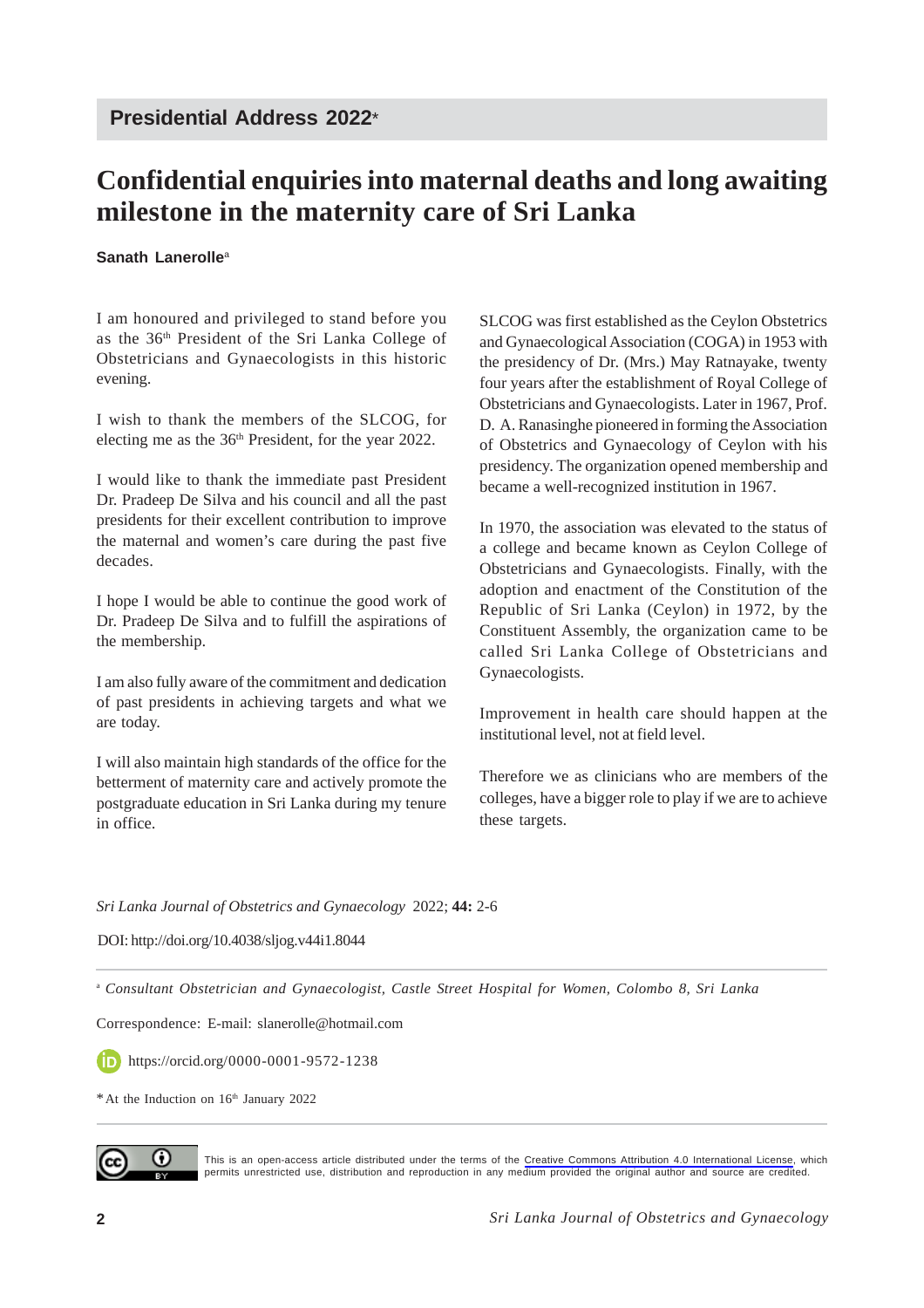**Presidential Address 2022***

# Confidential enquiries into maternal deaths and long awaiting milestone in the maternity care of Sri Lanka

**Sanath Lanerolle**[a]

I am honoured and privileged to stand before you as the 36th President of the Sri Lanka College of Obstetricians and Gynaecologists in this historic evening.

I wish to thank the members of the SLCOG, for electing me as the 36th President, for the year 2022.

I would like to thank the immediate past President Dr. Pradeep De Silva and his council and all the past presidents for their excellent contribution to improve the maternal and women's care during the past five decades.

I hope I would be able to continue the good work of Dr. Pradeep De Silva and to fulfill the aspirations of the membership.

I am also fully aware of the commitment and dedication of past presidents in achieving targets and what we are today.

I will also maintain high standards of the office for the betterment of maternity care and actively promote the postgraduate education in Sri Lanka during my tenure in office.

SLCOG was first established as the Ceylon Obstetrics and Gynaecological Association (COGA) in 1953 with the presidency of Dr. (Mrs.) May Ratnayake, twenty four years after the establishment of Royal College of Obstetricians and Gynaecologists. Later in 1967, Prof. D. A. Ranasinghe pioneered in forming the Association of Obstetrics and Gynaecology of Ceylon with his presidency. The organization opened membership and became a well-recognized institution in 1967.

In 1970, the association was elevated to the status of a college and became known as Ceylon College of Obstetricians and Gynaecologists. Finally, with the adoption and enactment of the Constitution of the Republic of Sri Lanka (Ceylon) in 1972, by the Constituent Assembly, the organization came to be called Sri Lanka College of Obstetricians and Gynaecologists.

Improvement in health care should happen at the institutional level, not at field level.

Therefore we as clinicians who are members of the colleges, have a bigger role to play if we are to achieve these targets.

*Sri Lanka Journal of Obstetrics and Gynaecology* 2022; **44:** 2-6

DOI: http://doi.org/10.4038/sljog.v44i1.8044

[a] *Consultant Obstetrician and Gynaecologist, Castle Street Hospital for Women, Colombo 8, Sri Lanka*

Correspondence: E-mail: slanerolle@hotmail.com

https://orcid.org/0000-0001-9572-1238

* At the Induction on 16th January 2022

This is an open-access article distributed under the terms of the Creative Commons Attribution 4.0 International License, which permits unrestricted use, distribution and reproduction in any medium provided the original author and source are credited.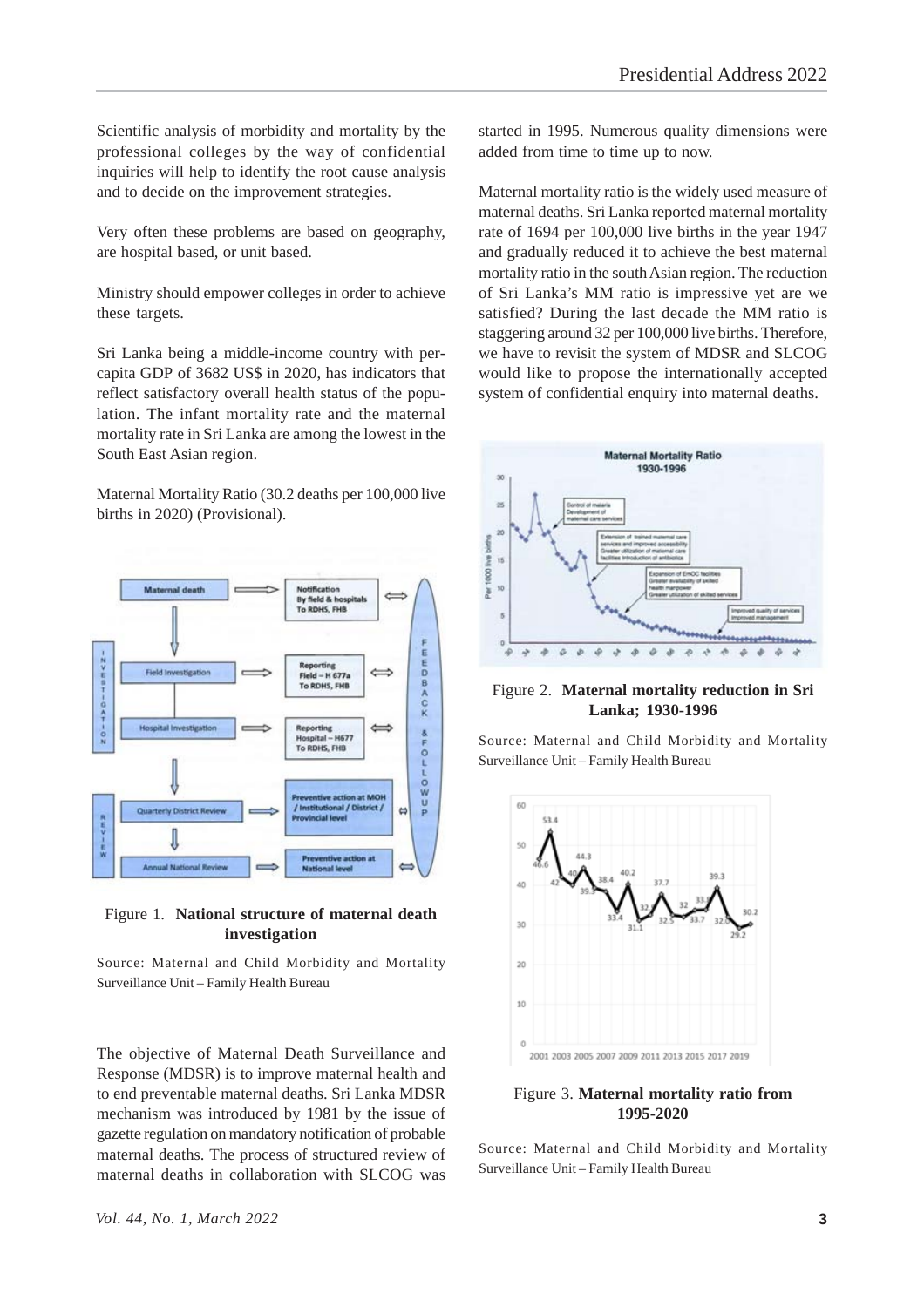Scientific analysis of morbidity and mortality by the professional colleges by the way of confidential inquiries will help to identify the root cause analysis and to decide on the improvement strategies.

Very often these problems are based on geography, are hospital based, or unit based.

Ministry should empower colleges in order to achieve these targets.

Sri Lanka being a middle-income country with per-capita GDP of 3682 US$ in 2020, has indicators that reflect satisfactory overall health status of the population. The infant mortality rate and the maternal mortality rate in Sri Lanka are among the lowest in the South East Asian region.

Maternal Mortality Ratio (30.2 deaths per 100,000 live births in 2020) (Provisional).

Figure 1. **National structure of maternal death investigation**

Source: Maternal and Child Morbidity and Mortality Surveillance Unit – Family Health Bureau

The objective of Maternal Death Surveillance and Response (MDSR) is to improve maternal health and to end preventable maternal deaths. Sri Lanka MDSR mechanism was introduced by 1981 by the issue of gazette regulation on mandatory notification of probable maternal deaths. The process of structured review of maternal deaths in collaboration with SLCOG was started in 1995. Numerous quality dimensions were added from time to time up to now.

Maternal mortality ratio is the widely used measure of maternal deaths. Sri Lanka reported maternal mortality rate of 1694 per 100,000 live births in the year 1947 and gradually reduced it to achieve the best maternal mortality ratio in the south Asian region. The reduction of Sri Lanka's MM ratio is impressive yet are we satisfied? During the last decade the MM ratio is staggering around 32 per 100,000 live births. Therefore, we have to revisit the system of MDSR and SLCOG would like to propose the internationally accepted system of confidential enquiry into maternal deaths.

Figure 2. **Maternal mortality reduction in Sri Lanka; 1930-1996**

Source: Maternal and Child Morbidity and Mortality Surveillance Unit – Family Health Bureau

Figure 3. **Maternal mortality ratio from 1995-2020**

Source: Maternal and Child Morbidity and Mortality Surveillance Unit – Family Health Bureau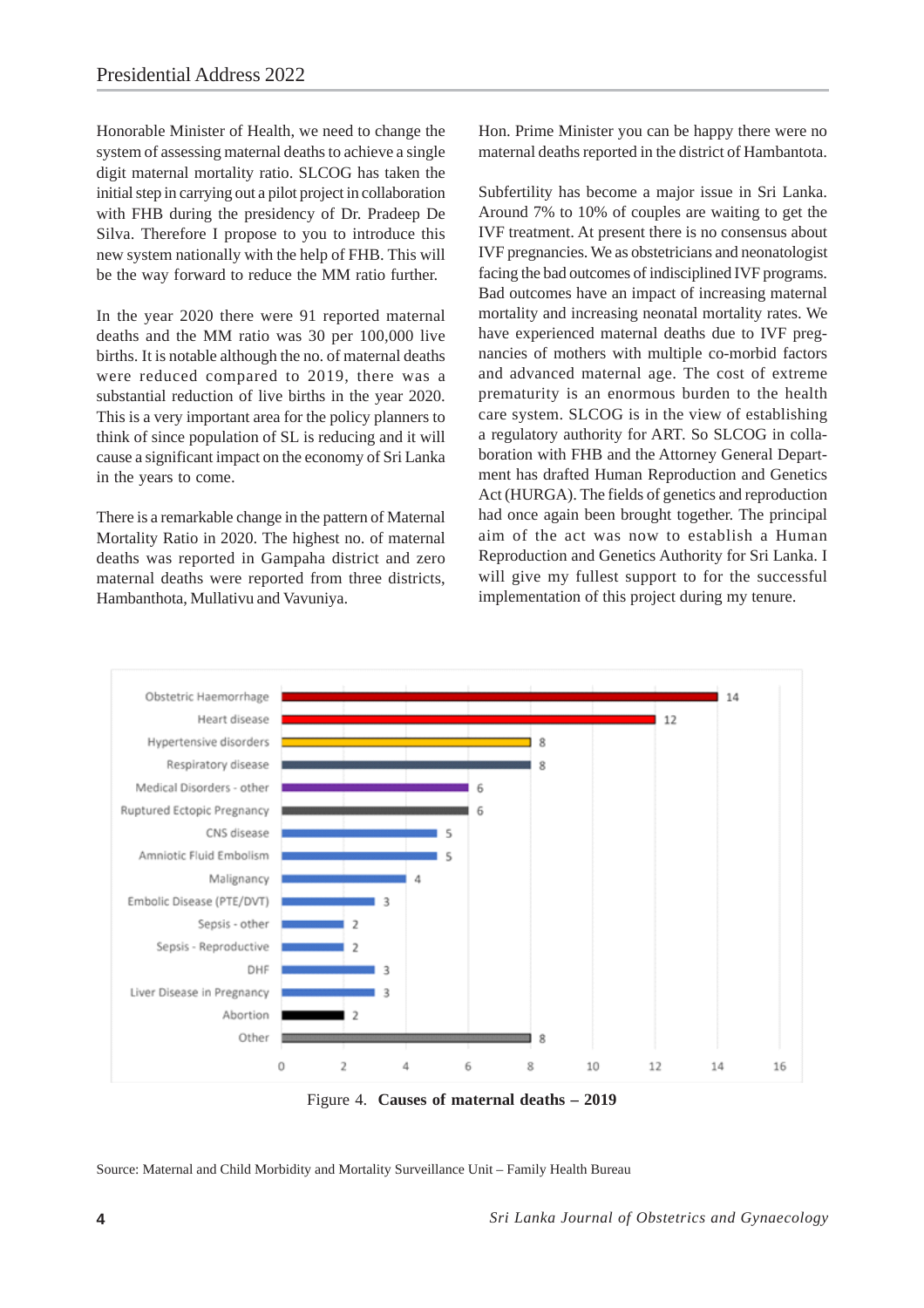Honorable Minister of Health, we need to change the system of assessing maternal deaths to achieve a single digit maternal mortality ratio. SLCOG has taken the initial step in carrying out a pilot project in collaboration with FHB during the presidency of Dr. Pradeep De Silva. Therefore I propose to you to introduce this new system nationally with the help of FHB. This will be the way forward to reduce the MM ratio further.

In the year 2020 there were 91 reported maternal deaths and the MM ratio was 30 per 100,000 live births. It is notable although the no. of maternal deaths were reduced compared to 2019, there was a substantial reduction of live births in the year 2020. This is a very important area for the policy planners to think of since population of SL is reducing and it will cause a significant impact on the economy of Sri Lanka in the years to come.

There is a remarkable change in the pattern of Maternal Mortality Ratio in 2020. The highest no. of maternal deaths was reported in Gampaha district and zero maternal deaths were reported from three districts, Hambanthota, Mullativu and Vavuniya.

Hon. Prime Minister you can be happy there were no maternal deaths reported in the district of Hambantota.

Subfertility has become a major issue in Sri Lanka. Around 7% to 10% of couples are waiting to get the IVF treatment. At present there is no consensus about IVF pregnancies. We as obstetricians and neonatologist facing the bad outcomes of indisciplined IVF programs. Bad outcomes have an impact of increasing maternal mortality and increasing neonatal mortality rates. We have experienced maternal deaths due to IVF pregnancies of mothers with multiple co-morbid factors and advanced maternal age. The cost of extreme prematurity is an enormous burden to the health care system. SLCOG is in the view of establishing a regulatory authority for ART. So SLCOG in collaboration with FHB and the Attorney General Department has drafted Human Reproduction and Genetics Act (HURGA). The fields of genetics and reproduction had once again been brought together. The principal aim of the act was now to establish a Human Reproduction and Genetics Authority for Sri Lanka. I will give my fullest support to for the successful implementation of this project during my tenure.

| Cause | Number |
| --- | --- |
| Obstetric Haemorrhage | 14 |
| Heart disease | 12 |
| Hypertensive disorders | 8 |
| Respiratory disease | 8 |
| Medical Disorders - other | 6 |
| Ruptured Ectopic Pregnancy | 6 |
| CNS disease | 5 |
| Amniotic Fluid Embolism | 5 |
| Malignancy | 4 |
| Embolic Disease (PTE/DVT) | 3 |
| Sepsis - other | 2 |
| Sepsis - Reproductive | 2 |
| DHF | 3 |
| Liver Disease in Pregnancy | 3 |
| Abortion | 2 |
| Other | 8 |

Figure 4. **Causes of maternal deaths – 2019**

Source: Maternal and Child Morbidity and Mortality Surveillance Unit – Family Health Bureau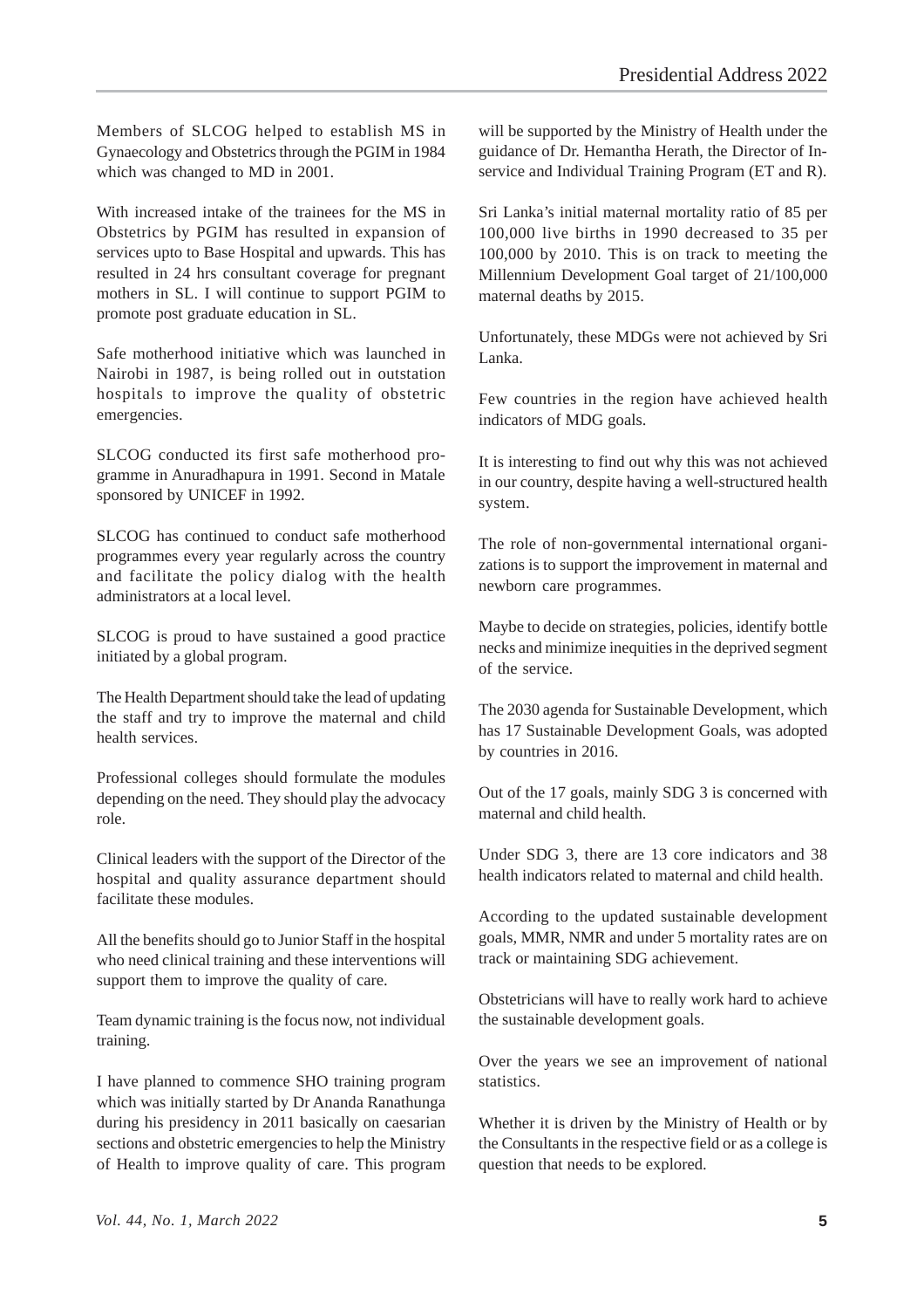Members of SLCOG helped to establish MS in Gynaecology and Obstetrics through the PGIM in 1984 which was changed to MD in 2001.

With increased intake of the trainees for the MS in Obstetrics by PGIM has resulted in expansion of services upto to Base Hospital and upwards. This has resulted in 24 hrs consultant coverage for pregnant mothers in SL. I will continue to support PGIM to promote post graduate education in SL.

Safe motherhood initiative which was launched in Nairobi in 1987, is being rolled out in outstation hospitals to improve the quality of obstetric emergencies.

SLCOG conducted its first safe motherhood programme in Anuradhapura in 1991. Second in Matale sponsored by UNICEF in 1992.

SLCOG has continued to conduct safe motherhood programmes every year regularly across the country and facilitate the policy dialog with the health administrators at a local level.

SLCOG is proud to have sustained a good practice initiated by a global program.

The Health Department should take the lead of updating the staff and try to improve the maternal and child health services.

Professional colleges should formulate the modules depending on the need. They should play the advocacy role.

Clinical leaders with the support of the Director of the hospital and quality assurance department should facilitate these modules.

All the benefits should go to Junior Staff in the hospital who need clinical training and these interventions will support them to improve the quality of care.

Team dynamic training is the focus now, not individual training.

I have planned to commence SHO training program which was initially started by Dr Ananda Ranathunga during his presidency in 2011 basically on caesarian sections and obstetric emergencies to help the Ministry of Health to improve quality of care. This program will be supported by the Ministry of Health under the guidance of Dr. Hemantha Herath, the Director of In-service and Individual Training Program (ET and R).

Sri Lanka's initial maternal mortality ratio of 85 per 100,000 live births in 1990 decreased to 35 per 100,000 by 2010. This is on track to meeting the Millennium Development Goal target of 21/100,000 maternal deaths by 2015.

Unfortunately, these MDGs were not achieved by Sri Lanka.

Few countries in the region have achieved health indicators of MDG goals.

It is interesting to find out why this was not achieved in our country, despite having a well-structured health system.

The role of non-governmental international organizations is to support the improvement in maternal and newborn care programmes.

Maybe to decide on strategies, policies, identify bottle necks and minimize inequities in the deprived segment of the service.

The 2030 agenda for Sustainable Development, which has 17 Sustainable Development Goals, was adopted by countries in 2016.

Out of the 17 goals, mainly SDG 3 is concerned with maternal and child health.

Under SDG 3, there are 13 core indicators and 38 health indicators related to maternal and child health.

According to the updated sustainable development goals, MMR, NMR and under 5 mortality rates are on track or maintaining SDG achievement.

Obstetricians will have to really work hard to achieve the sustainable development goals.

Over the years we see an improvement of national statistics.

Whether it is driven by the Ministry of Health or by the Consultants in the respective field or as a college is question that needs to be explored.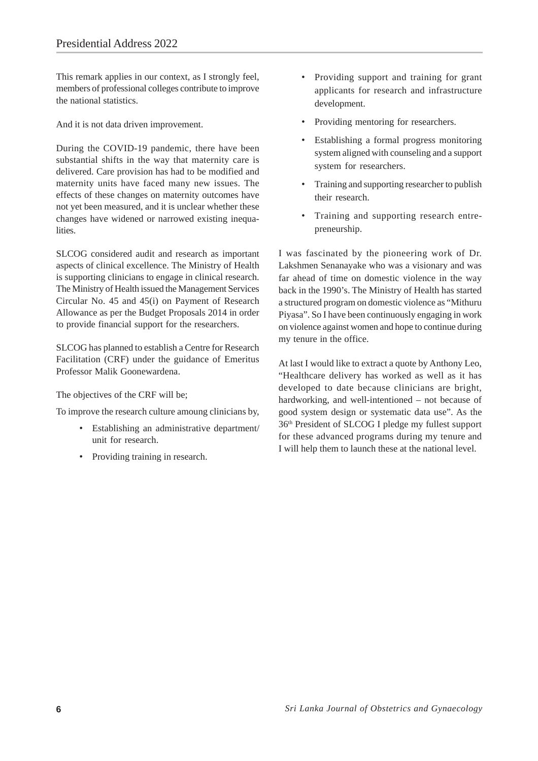This remark applies in our context, as I strongly feel, members of professional colleges contribute to improve the national statistics.

And it is not data driven improvement.

During the COVID-19 pandemic, there have been substantial shifts in the way that maternity care is delivered. Care provision has had to be modified and maternity units have faced many new issues. The effects of these changes on maternity outcomes have not yet been measured, and it is unclear whether these changes have widened or narrowed existing inequalities.

SLCOG considered audit and research as important aspects of clinical excellence. The Ministry of Health is supporting clinicians to engage in clinical research. The Ministry of Health issued the Management Services Circular No. 45 and 45(i) on Payment of Research Allowance as per the Budget Proposals 2014 in order to provide financial support for the researchers.

SLCOG has planned to establish a Centre for Research Facilitation (CRF) under the guidance of Emeritus Professor Malik Goonewardena.

The objectives of the CRF will be;

To improve the research culture amoung clinicians by,

- Establishing an administrative department/ unit for research.
- Providing training in research.
- Providing support and training for grant applicants for research and infrastructure development.
- Providing mentoring for researchers.
- Establishing a formal progress monitoring system aligned with counseling and a support system for researchers.
- Training and supporting researcher to publish their research.
- Training and supporting research entrepreneurship.

I was fascinated by the pioneering work of Dr. Lakshmen Senanayake who was a visionary and was far ahead of time on domestic violence in the way back in the 1990's. The Ministry of Health has started a structured program on domestic violence as "Mithuru Piyasa". So I have been continuously engaging in work on violence against women and hope to continue during my tenure in the office.

At last I would like to extract a quote by Anthony Leo, "Healthcare delivery has worked as well as it has developed to date because clinicians are bright, hardworking, and well-intentioned – not because of good system design or systematic data use". As the 36th President of SLCOG I pledge my fullest support for these advanced programs during my tenure and I will help them to launch these at the national level.